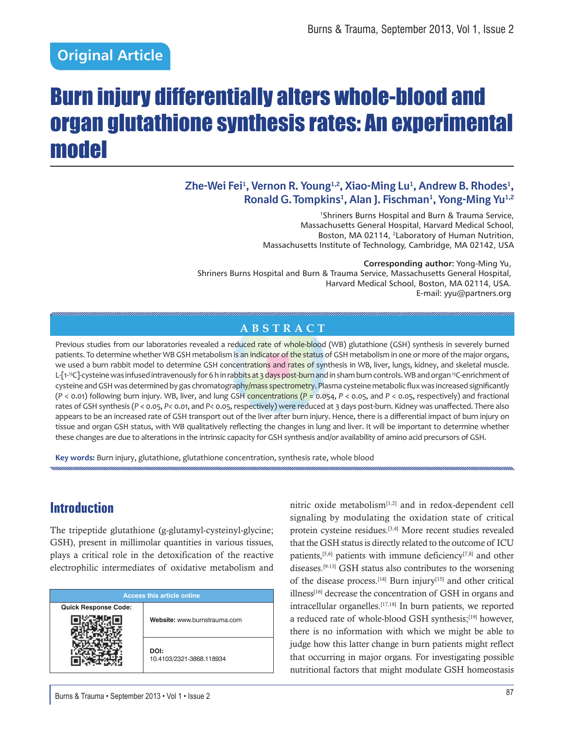Original Article

# Burn injury differentially alters whole-blood and organ glutathione synthesis rates: An experimental model

**Zhe-Wei Fei[1], Vernon R. Young[1,2], Xiao-Ming Lu[1], Andrew B. Rhodes[1], Ronald G. Tompkins[1], Alan J. Fischman[1], Yong-Ming Yu[1,2]**

[1]Shriners Burns Hospital and Burn & Trauma Service, Massachusetts General Hospital, Harvard Medical School, Boston, MA 02114, [2]Laboratory of Human Nutrition, Massachusetts Institute of Technology, Cambridge, MA 02142, USA

**Corresponding author:** Yong-Ming Yu, Shriners Burns Hospital and Burn & Trauma Service, Massachusetts General Hospital, Harvard Medical School, Boston, MA 02114, USA. E-mail: yyu@partners.org

## ABSTRACT

Previous studies from our laboratories revealed a reduced rate of whole-blood (WB) glutathione (GSH) synthesis in severely burned patients. To determine whether WB GSH metabolism is an indicator of the status of GSH metabolism in one or more of the major organs, we used a burn rabbit model to determine GSH concentrations and rates of synthesis in WB, liver, lungs, kidney, and skeletal muscle. L-[1-$^{13}$C]-cysteine was infused intravenously for 6 h in rabbits at 3 days post-burn and in sham burn controls. WB and organ $^{13}$C-enrichment of cysteine and GSH was determined by gas chromatography/mass spectrometry. Plasma cysteine metabolic flux was increased significantly ($P < 0.01$) following burn injury. WB, liver, and lung GSH concentrations ($P = 0.054$, $P < 0.05$, and $P < 0.05$, respectively) and fractional rates of GSH synthesis ($P < 0.05$, $P < 0.01$, and $P < 0.05$, respectively) were reduced at 3 days post-burn. Kidney was unaffected. There also appears to be an increased rate of GSH transport out of the liver after burn injury. Hence, there is a differential impact of burn injury on tissue and organ GSH status, with WB qualitatively reflecting the changes in lung and liver. It will be important to determine whether these changes are due to alterations in the intrinsic capacity for GSH synthesis and/or availability of amino acid precursors of GSH.

**Key words:** Burn injury, glutathione, glutathione concentration, synthesis rate, whole blood

## Introduction

The tripeptide glutathione (g-glutamyl-cysteinyl-glycine; GSH), present in millimolar quantities in various tissues, plays a critical role in the detoxification of the reactive electrophilic intermediates of oxidative metabolism and nitric oxide metabolism[1,2] and in redox-dependent cell signaling by modulating the oxidation state of critical protein cysteine residues.[3,4] More recent studies revealed that the GSH status is directly related to the outcome of ICU patients,[5,6] patients with immune deficiency[7,8] and other diseases.[9-13] GSH status also contributes to the worsening of the disease process.[14] Burn injury[15] and other critical illness[16] decrease the concentration of GSH in organs and intracellular organelles.[17,18] In burn patients, we reported a reduced rate of whole-blood GSH synthesis;[19] however, there is no information with which we might be able to judge how this latter change in burn patients might reflect that occurring in major organs. For investigating possible nutritional factors that might modulate GSH homeostasis

| Access this article online | |
|---|---|
| Quick Response Code: | Website: www.burnstrauma.com |
| | DOI: 10.4103/2321-3868.118934 |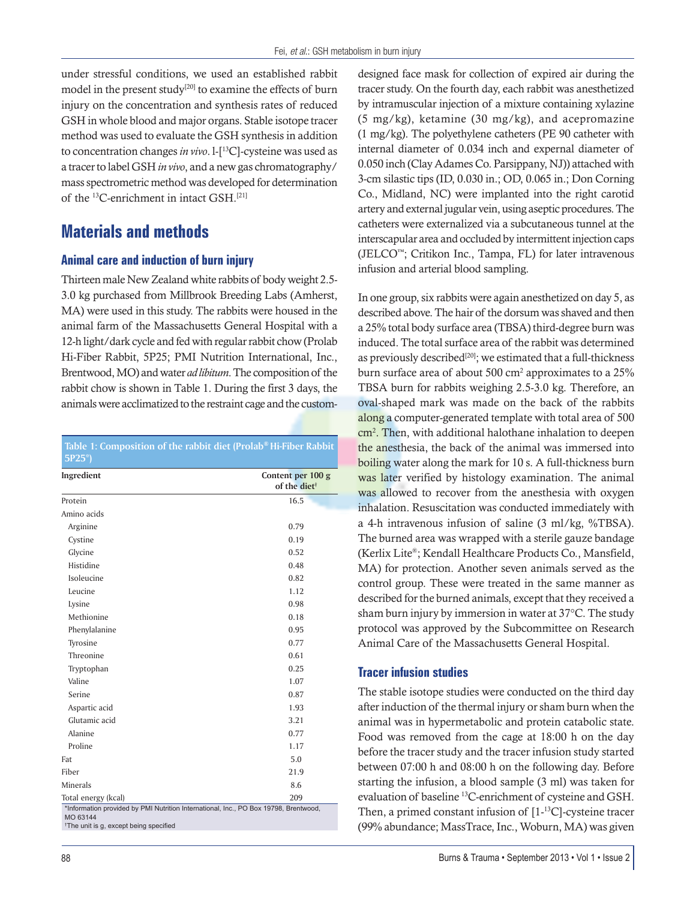under stressful conditions, we used an established rabbit model in the present study[20] to examine the effects of burn injury on the concentration and synthesis rates of reduced GSH in whole blood and major organs. Stable isotope tracer method was used to evaluate the GSH synthesis in addition to concentration changes *in vivo*. l-[$^{13}$C]-cysteine was used as a tracer to label GSH *in vivo*, and a new gas chromatography/mass spectrometric method was developed for determination of the $^{13}$C-enrichment in intact GSH.[21]

## Materials and methods

### Animal care and induction of burn injury

Thirteen male New Zealand white rabbits of body weight 2.5-3.0 kg purchased from Millbrook Breeding Labs (Amherst, MA) were used in this study. The rabbits were housed in the animal farm of the Massachusetts General Hospital with a 12-h light/dark cycle and fed with regular rabbit chow (Prolab Hi-Fiber Rabbit, 5P25; PMI Nutrition International, Inc., Brentwood, MO) and water *ad libitum*. The composition of the rabbit chow is shown in Table 1. During the first 3 days, the animals were acclimatized to the restraint cage and the custom-designed face mask for collection of expired air during the tracer study. On the fourth day, each rabbit was anesthetized by intramuscular injection of a mixture containing xylazine (5 mg/kg), ketamine (30 mg/kg), and acepromazine (1 mg/kg). The polyethylene catheters (PE 90 catheter with internal diameter of 0.034 inch and exernal diameter of 0.050 inch (Clay Adames Co. Parsippany, NJ)) attached with 3-cm silastic tips (ID, 0.030 in.; OD, 0.065 in.; Don Corning Co., Midland, NC) were implanted into the right carotid artery and external jugular vein, using aseptic procedures. The catheters were externalized via a subcutaneous tunnel at the interscapular area and occluded by intermittent injection caps (JELCO™; Critikon Inc., Tampa, FL) for later intravenous infusion and arterial blood sampling.

**Table 1: Composition of the rabbit diet (Prolab® Hi-Fiber Rabbit 5P25®)**

| Ingredient | Content per 100 g of the diet† |
|---|---|
| Protein | 16.5 |
| Amino acids | |
| Arginine | 0.79 |
| Cystine | 0.19 |
| Glycine | 0.52 |
| Histidine | 0.48 |
| Isoleucine | 0.82 |
| Leucine | 1.12 |
| Lysine | 0.98 |
| Methionine | 0.18 |
| Phenylalanine | 0.95 |
| Tyrosine | 0.77 |
| Threonine | 0.61 |
| Tryptophan | 0.25 |
| Valine | 1.07 |
| Serine | 0.87 |
| Aspartic acid | 1.93 |
| Glutamic acid | 3.21 |
| Alanine | 0.77 |
| Proline | 1.17 |
| Fat | 5.0 |
| Fiber | 21.9 |
| Minerals | 8.6 |
| Total energy (kcal) | 209 |

*Information provided by PMI Nutrition International, Inc., PO Box 19798, Brentwood, MO 63144
†The unit is g, except being specified

In one group, six rabbits were again anesthetized on day 5, as described above. The hair of the dorsum was shaved and then a 25% total body surface area (TBSA) third-degree burn was induced. The total surface area of the rabbit was determined as previously described[20]; we estimated that a full-thickness burn surface area of about 500 cm$^2$ approximates to a 25% TBSA burn for rabbits weighing 2.5-3.0 kg. Therefore, an oval-shaped mark was made on the back of the rabbits along a computer-generated template with total area of 500 cm$^2$. Then, with additional halothane inhalation to deepen the anesthesia, the back of the animal was immersed into boiling water along the mark for 10 s. A full-thickness burn was later verified by histology examination. The animal was allowed to recover from the anesthesia with oxygen inhalation. Resuscitation was conducted immediately with a 4-h intravenous infusion of saline (3 ml/kg, %TBSA). The burned area was wrapped with a sterile gauze bandage (Kerlix Lite®; Kendall Healthcare Products Co., Mansfield, MA) for protection. Another seven animals served as the control group. These were treated in the same manner as described for the burned animals, except that they received a sham burn injury by immersion in water at 37°C. The study protocol was approved by the Subcommittee on Research Animal Care of the Massachusetts General Hospital.

### Tracer infusion studies

The stable isotope studies were conducted on the third day after induction of the thermal injury or sham burn when the animal was in hypermetabolic and protein catabolic state. Food was removed from the cage at 18:00 h on the day before the tracer study and the tracer infusion study started between 07:00 h and 08:00 h on the following day. Before starting the infusion, a blood sample (3 ml) was taken for evaluation of baseline $^{13}$C-enrichment of cysteine and GSH. Then, a primed constant infusion of [1-$^{13}$C]-cysteine tracer (99% abundance; MassTrace, Inc., Woburn, MA) was given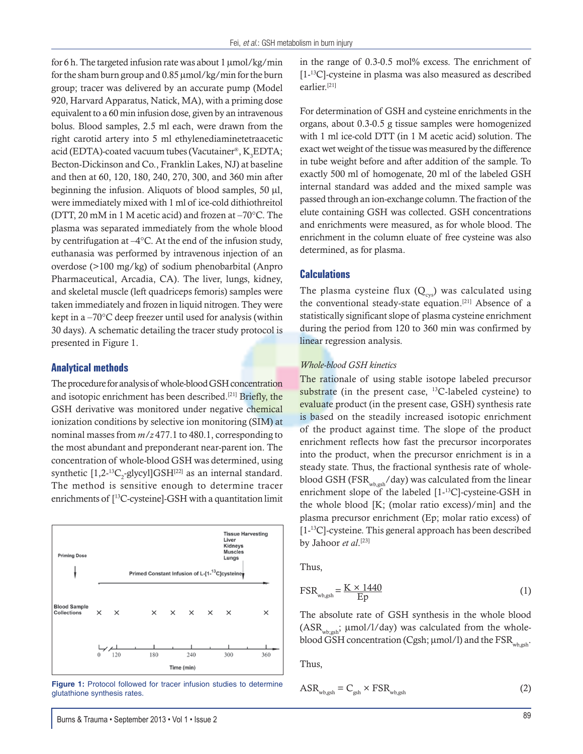for 6 h. The targeted infusion rate was about 1 μmol/kg/min for the sham burn group and 0.85 μmol/kg/min for the burn group; tracer was delivered by an accurate pump (Model 920, Harvard Apparatus, Natick, MA), with a priming dose equivalent to a 60 min infusion dose, given by an intravenous bolus. Blood samples, 2.5 ml each, were drawn from the right carotid artery into 5 ml ethylenediaminetetraacetic acid (EDTA)-coated vacuum tubes (Vacutainer®, $K_3$EDTA; Becton-Dickinson and Co., Franklin Lakes, NJ) at baseline and then at 60, 120, 180, 240, 270, 300, and 360 min after beginning the infusion. Aliquots of blood samples, 50 μl, were immediately mixed with 1 ml of ice-cold dithiothreitol (DTT, 20 mM in 1 M acetic acid) and frozen at –70°C. The plasma was separated immediately from the whole blood by centrifugation at –4°C. At the end of the infusion study, euthanasia was performed by intravenous injection of an overdose (>100 mg/kg) of sodium phenobarbital (Anpro Pharmaceutical, Arcadia, CA). The liver, lungs, kidney, and skeletal muscle (left quadriceps femoris) samples were taken immediately and frozen in liquid nitrogen. They were kept in a –70°C deep freezer until used for analysis (within 30 days). A schematic detailing the tracer study protocol is presented in Figure 1.

## Analytical methods

The procedure for analysis of whole-blood GSH concentration and isotopic enrichment has been described.[21] Briefly, the GSH derivative was monitored under negative chemical ionization conditions by selective ion monitoring (SIM) at nominal masses from $m/z$ 477.1 to 480.1, corresponding to the most abundant and preponderant near-parent ion. The concentration of whole-blood GSH was determined, using synthetic [1,2-$^{13}C_2$-glycyl]GSH[22] as an internal standard. The method is sensitive enough to determine tracer enrichments of [$^{13}$C-cysteine]-GSH with a quantitation limit

Figure 1: Protocol followed for tracer infusion studies to determine glutathione synthesis rates.

in the range of 0.3-0.5 mol% excess. The enrichment of [1-$^{13}$C]-cysteine in plasma was also measured as described earlier.[21]

For determination of GSH and cysteine enrichments in the organs, about 0.3-0.5 g tissue samples were homogenized with 1 ml ice-cold DTT (in 1 M acetic acid) solution. The exact wet weight of the tissue was measured by the difference in tube weight before and after addition of the sample. To exactly 500 ml of homogenate, 20 ml of the labeled GSH internal standard was added and the mixed sample was passed through an ion-exchange column. The fraction of the elute containing GSH was collected. GSH concentrations and enrichments were measured, as for whole blood. The enrichment in the column eluate of free cysteine was also determined, as for plasma.

## Calculations

The plasma cysteine flux ($Q_{cys}$) was calculated using the conventional steady-state equation.[21] Absence of a statistically significant slope of plasma cysteine enrichment during the period from 120 to 360 min was confirmed by linear regression analysis.

*Whole-blood GSH kinetics*

The rationale of using stable isotope labeled precursor substrate (in the present case, $^{13}$C-labeled cysteine) to evaluate product (in the present case, GSH) synthesis rate is based on the steadily increased isotopic enrichment of the product against time. The slope of the product enrichment reflects how fast the precursor incorporates into the product, when the precursor enrichment is in a steady state. Thus, the fractional synthesis rate of whole-blood GSH ($FSR_{wb,gsh}$/day) was calculated from the linear enrichment slope of the labeled [1-$^{13}$C]-cysteine-GSH in the whole blood [K; (molar ratio excess)/min] and the plasma precursor enrichment (Ep; molar ratio excess) of [1-$^{13}$C]-cysteine. This general approach has been described by Jahoor *et al*.[23]

Thus,

$$FSR_{wb,gsh} = \frac{K \times 1440}{Ep} \quad (1)$$

The absolute rate of GSH synthesis in the whole blood ($ASR_{wb;gsh}$; μmol/l/day) was calculated from the whole-blood GSH concentration (Cgsh; μmol/l) and the $FSR_{wb,gsh}$.

Thus,

$$ASR_{wb,gsh} = C_{gsh} \times FSR_{wb,gsh} \quad (2)$$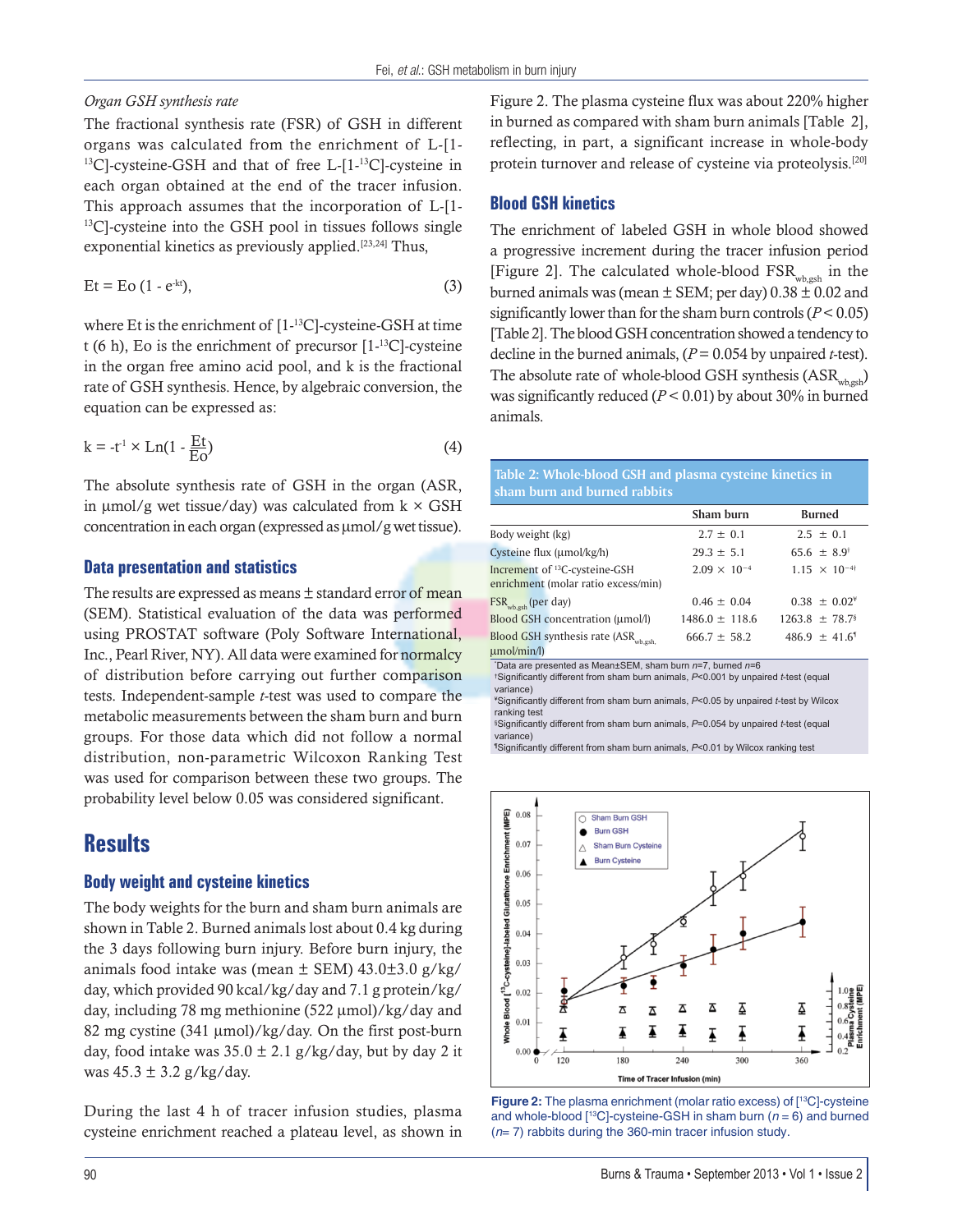*Organ GSH synthesis rate*

The fractional synthesis rate (FSR) of GSH in different organs was calculated from the enrichment of L-[1-$^{13}$C]-cysteine-GSH and that of free L-[1-$^{13}$C]-cysteine in each organ obtained at the end of the tracer infusion. This approach assumes that the incorporation of L-[1-$^{13}$C]-cysteine into the GSH pool in tissues follows single exponential kinetics as previously applied.[23,24] Thus,

$$Et = Eo\,(1 - e^{-kt}), \quad (3)$$

where Et is the enrichment of [1-$^{13}$C]-cysteine-GSH at time t (6 h), Eo is the enrichment of precursor [1-$^{13}$C]-cysteine in the organ free amino acid pool, and k is the fractional rate of GSH synthesis. Hence, by algebraic conversion, the equation can be expressed as:

$$k = -t^{-1} \times \mathrm{Ln}\left(1 - \frac{Et}{Eo}\right) \quad (4)$$

The absolute synthesis rate of GSH in the organ (ASR, in μmol/g wet tissue/day) was calculated from k × GSH concentration in each organ (expressed as μmol/g wet tissue).

## Data presentation and statistics

The results are expressed as means ± standard error of mean (SEM). Statistical evaluation of the data was performed using PROSTAT software (Poly Software International, Inc., Pearl River, NY). All data were examined for normalcy of distribution before carrying out further comparison tests. Independent-sample *t*-test was used to compare the metabolic measurements between the sham burn and burn groups. For those data which did not follow a normal distribution, non-parametric Wilcoxon Ranking Test was used for comparison between these two groups. The probability level below 0.05 was considered significant.

# Results

## Body weight and cysteine kinetics

The body weights for the burn and sham burn animals are shown in Table 2. Burned animals lost about 0.4 kg during the 3 days following burn injury. Before burn injury, the animals food intake was (mean ± SEM) 43.0±3.0 g/kg/day, which provided 90 kcal/kg/day and 7.1 g protein/kg/day, including 78 mg methionine (522 μmol)/kg/day and 82 mg cystine (341 μmol)/kg/day. On the first post-burn day, food intake was 35.0 ± 2.1 g/kg/day, but by day 2 it was 45.3 ± 3.2 g/kg/day.

During the last 4 h of tracer infusion studies, plasma cysteine enrichment reached a plateau level, as shown in Figure 2. The plasma cysteine flux was about 220% higher in burned as compared with sham burn animals [Table 2], reflecting, in part, a significant increase in whole-body protein turnover and release of cysteine via proteolysis.[20]

## Blood GSH kinetics

The enrichment of labeled GSH in whole blood showed a progressive increment during the tracer infusion period [Figure 2]. The calculated whole-blood $FSR_{wb,gsh}$ in the burned animals was (mean ± SEM; per day) 0.38 ± 0.02 and significantly lower than for the sham burn controls ($P < 0.05$) [Table 2]. The blood GSH concentration showed a tendency to decline in the burned animals, ($P = 0.054$ by unpaired *t*-test). The absolute rate of whole-blood GSH synthesis ($ASR_{wb,gsh}$) was significantly reduced ($P < 0.01$) by about 30% in burned animals.

**Table 2: Whole-blood GSH and plasma cysteine kinetics in sham burn and burned rabbits**

| | Sham burn | Burned |
|---|---|---|
| Body weight (kg) | 2.7 ± 0.1 | 2.5 ± 0.1 |
| Cysteine flux (μmol/kg/h) | 29.3 ± 5.1 | 65.6 ± 8.9† |
| Increment of $^{13}$C-cysteine-GSH enrichment (molar ratio excess/min) | $2.09 \times 10^{-4}$ | $1.15 \times 10^{-4}$† |
| $FSR_{wb,gsh}$ (per day) | 0.46 ± 0.04 | 0.38 ± 0.02¥ |
| Blood GSH concentration (μmol/l) | 1486.0 ± 118.6 | 1263.8 ± 78.7§ |
| Blood GSH synthesis rate ($ASR_{wb,gsh}$, μmol/min/l) | 666.7 ± 58.2 | 486.9 ± 41.6¶ |

*Data are presented as Mean±SEM, sham burn $n$=7, burned $n$=6
†Significantly different from sham burn animals, $P$<0.001 by unpaired *t*-test (equal variance)
¥Significantly different from sham burn animals, $P$<0.05 by unpaired *t*-test by Wilcox ranking test
§Significantly different from sham burn animals, $P$=0.054 by unpaired *t*-test (equal variance)
¶Significantly different from sham burn animals, $P$<0.01 by Wilcox ranking test

**Figure 2:** The plasma enrichment (molar ratio excess) of [$^{13}$C]-cysteine and whole-blood [$^{13}$C]-cysteine-GSH in sham burn ($n$ = 6) and burned ($n$= 7) rabbits during the 360-min tracer infusion study.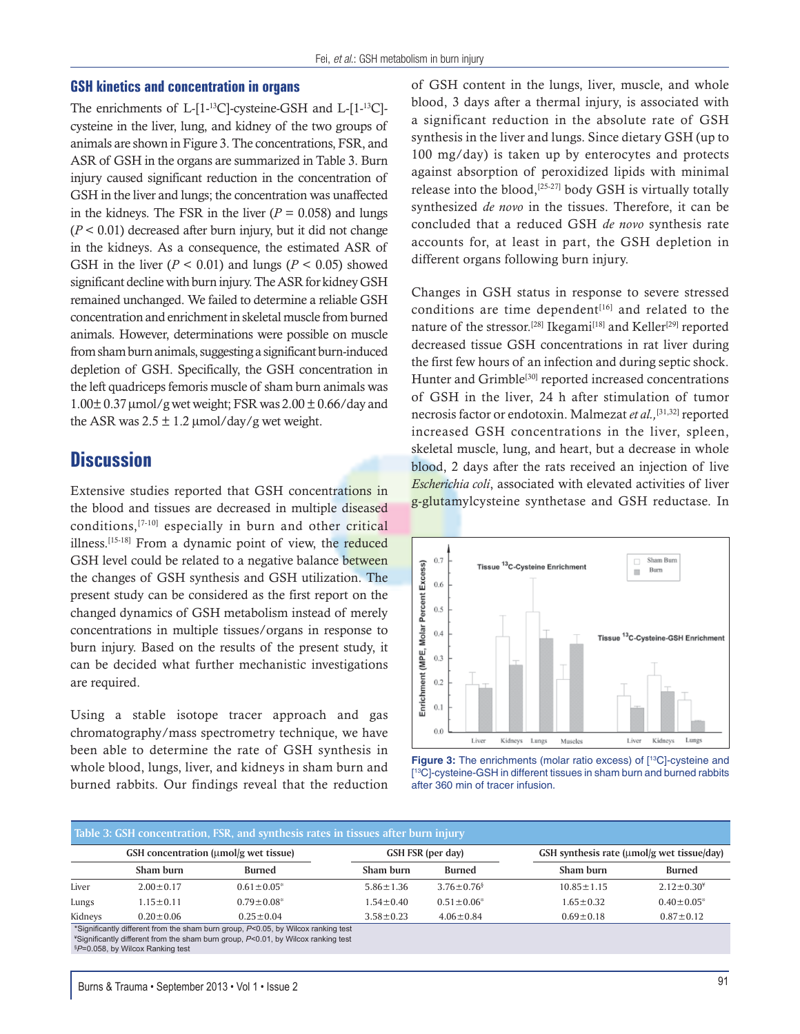### GSH kinetics and concentration in organs

The enrichments of L-[1-$^{13}$C]-cysteine-GSH and L-[1-$^{13}$C]-cysteine in the liver, lung, and kidney of the two groups of animals are shown in Figure 3. The concentrations, FSR, and ASR of GSH in the organs are summarized in Table 3. Burn injury caused significant reduction in the concentration of GSH in the liver and lungs; the concentration was unaffected in the kidneys. The FSR in the liver ($P = 0.058$) and lungs ($P < 0.01$) decreased after burn injury, but it did not change in the kidneys. As a consequence, the estimated ASR of GSH in the liver ($P < 0.01$) and lungs ($P < 0.05$) showed significant decline with burn injury. The ASR for kidney GSH remained unchanged. We failed to determine a reliable GSH concentration and enrichment in skeletal muscle from burned animals. However, determinations were possible on muscle from sham burn animals, suggesting a significant burn-induced depletion of GSH. Specifically, the GSH concentration in the left quadriceps femoris muscle of sham burn animals was 1.00± 0.37 μmol/g wet weight; FSR was 2.00 ± 0.66/day and the ASR was 2.5 ± 1.2 μmol/day/g wet weight.

## Discussion

Extensive studies reported that GSH concentrations in the blood and tissues are decreased in multiple diseased conditions,[7-10] especially in burn and other critical illness.[15-18] From a dynamic point of view, the reduced GSH level could be related to a negative balance between the changes of GSH synthesis and GSH utilization. The present study can be considered as the first report on the changed dynamics of GSH metabolism instead of merely concentrations in multiple tissues/organs in response to burn injury. Based on the results of the present study, it can be decided what further mechanistic investigations are required.

Using a stable isotope tracer approach and gas chromatography/mass spectrometry technique, we have been able to determine the rate of GSH synthesis in whole blood, lungs, liver, and kidneys in sham burn and burned rabbits. Our findings reveal that the reduction of GSH content in the lungs, liver, muscle, and whole blood, 3 days after a thermal injury, is associated with a significant reduction in the absolute rate of GSH synthesis in the liver and lungs. Since dietary GSH (up to 100 mg/day) is taken up by enterocytes and protects against absorption of peroxidized lipids with minimal release into the blood,[25-27] body GSH is virtually totally synthesized *de novo* in the tissues. Therefore, it can be concluded that a reduced GSH *de novo* synthesis rate accounts for, at least in part, the GSH depletion in different organs following burn injury.

Changes in GSH status in response to severe stressed conditions are time dependent[16] and related to the nature of the stressor.[28] Ikegami[18] and Keller[29] reported decreased tissue GSH concentrations in rat liver during the first few hours of an infection and during septic shock. Hunter and Grimble[30] reported increased concentrations of GSH in the liver, 24 h after stimulation of tumor necrosis factor or endotoxin. Malmezat *et al.,*[31,32] reported increased GSH concentrations in the liver, spleen, skeletal muscle, lung, and heart, but a decrease in whole blood, 2 days after the rats received an injection of live *Escherichia coli*, associated with elevated activities of liver g-glutamylcysteine synthetase and GSH reductase. In

Figure 3: The enrichments (molar ratio excess) of [$^{13}$C]-cysteine and [$^{13}$C]-cysteine-GSH in different tissues in sham burn and burned rabbits after 360 min of tracer infusion.

Table 3: GSH concentration, FSR, and synthesis rates in tissues after burn injury

| | GSH concentration (μmol/g wet tissue) | | GSH FSR (per day) | | GSH synthesis rate (μmol/g wet tissue/day) | |
|---|---|---|---|---|---|---|
| | Sham burn | Burned | Sham burn | Burned | Sham burn | Burned |
| Liver | 2.00±0.17 | 0.61±0.05* | 5.86±1.36 | 3.76±0.76§ | 10.85±1.15 | 2.12±0.30¥ |
| Lungs | 1.15±0.11 | 0.79±0.08* | 1.54±0.40 | 0.51±0.06* | 1.65±0.32 | 0.40±0.05* |
| Kidneys | 0.20±0.06 | 0.25±0.04 | 3.58±0.23 | 4.06±0.84 | 0.69±0.18 | 0.87±0.12 |

*Significantly different from the sham burn group, $P<0.05$, by Wilcox ranking test
¥Significantly different from the sham burn group, $P<0.01$, by Wilcox ranking test
§$P=0.058$, by Wilcox Ranking test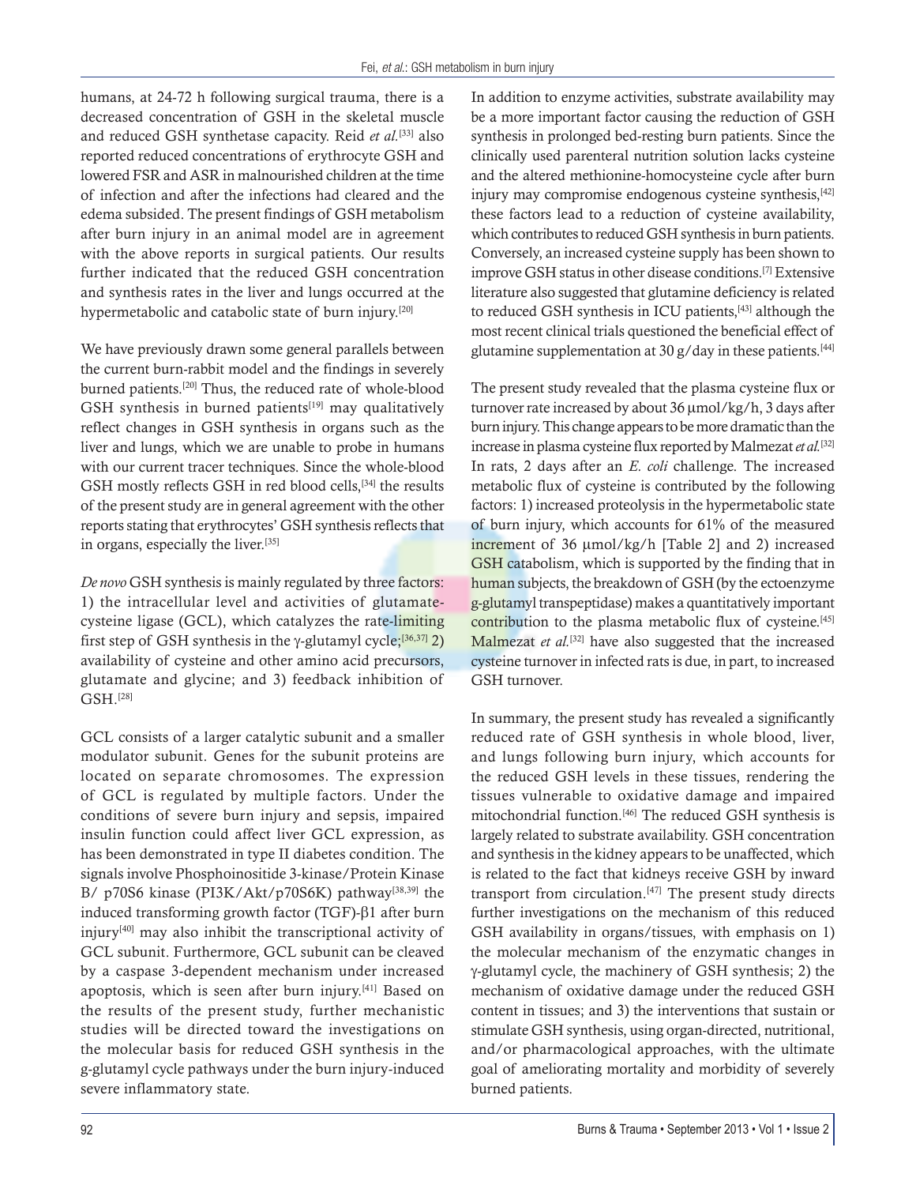humans, at 24-72 h following surgical trauma, there is a decreased concentration of GSH in the skeletal muscle and reduced GSH synthetase capacity. Reid *et al.*[33] also reported reduced concentrations of erythrocyte GSH and lowered FSR and ASR in malnourished children at the time of infection and after the infections had cleared and the edema subsided. The present findings of GSH metabolism after burn injury in an animal model are in agreement with the above reports in surgical patients. Our results further indicated that the reduced GSH concentration and synthesis rates in the liver and lungs occurred at the hypermetabolic and catabolic state of burn injury.[20]

We have previously drawn some general parallels between the current burn-rabbit model and the findings in severely burned patients.[20] Thus, the reduced rate of whole-blood GSH synthesis in burned patients[19] may qualitatively reflect changes in GSH synthesis in organs such as the liver and lungs, which we are unable to probe in humans with our current tracer techniques. Since the whole-blood GSH mostly reflects GSH in red blood cells,[34] the results of the present study are in general agreement with the other reports stating that erythrocytes' GSH synthesis reflects that in organs, especially the liver.[35]

*De novo* GSH synthesis is mainly regulated by three factors: 1) the intracellular level and activities of glutamate-cysteine ligase (GCL), which catalyzes the rate-limiting first step of GSH synthesis in the γ-glutamyl cycle;[36,37] 2) availability of cysteine and other amino acid precursors, glutamate and glycine; and 3) feedback inhibition of GSH.[28]

GCL consists of a larger catalytic subunit and a smaller modulator subunit. Genes for the subunit proteins are located on separate chromosomes. The expression of GCL is regulated by multiple factors. Under the conditions of severe burn injury and sepsis, impaired insulin function could affect liver GCL expression, as has been demonstrated in type II diabetes condition. The signals involve Phosphoinositide 3-kinase/Protein Kinase B/ p70S6 kinase (PI3K/Akt/p70S6K) pathway[38,39] the induced transforming growth factor (TGF)-β1 after burn injury[40] may also inhibit the transcriptional activity of GCL subunit. Furthermore, GCL subunit can be cleaved by a caspase 3-dependent mechanism under increased apoptosis, which is seen after burn injury.[41] Based on the results of the present study, further mechanistic studies will be directed toward the investigations on the molecular basis for reduced GSH synthesis in the g-glutamyl cycle pathways under the burn injury-induced severe inflammatory state.

In addition to enzyme activities, substrate availability may be a more important factor causing the reduction of GSH synthesis in prolonged bed-resting burn patients. Since the clinically used parenteral nutrition solution lacks cysteine and the altered methionine-homocysteine cycle after burn injury may compromise endogenous cysteine synthesis,[42] these factors lead to a reduction of cysteine availability, which contributes to reduced GSH synthesis in burn patients. Conversely, an increased cysteine supply has been shown to improve GSH status in other disease conditions.[7] Extensive literature also suggested that glutamine deficiency is related to reduced GSH synthesis in ICU patients,[43] although the most recent clinical trials questioned the beneficial effect of glutamine supplementation at 30 g/day in these patients.[44]

The present study revealed that the plasma cysteine flux or turnover rate increased by about 36 μmol/kg/h, 3 days after burn injury. This change appears to be more dramatic than the increase in plasma cysteine flux reported by Malmezat *et al.*[32] In rats, 2 days after an *E. coli* challenge. The increased metabolic flux of cysteine is contributed by the following factors: 1) increased proteolysis in the hypermetabolic state of burn injury, which accounts for 61% of the measured increment of 36 μmol/kg/h [Table 2] and 2) increased GSH catabolism, which is supported by the finding that in human subjects, the breakdown of GSH (by the ectoenzyme g-glutamyl transpeptidase) makes a quantitatively important contribution to the plasma metabolic flux of cysteine.[45] Malmezat *et al.*[32] have also suggested that the increased cysteine turnover in infected rats is due, in part, to increased GSH turnover.

In summary, the present study has revealed a significantly reduced rate of GSH synthesis in whole blood, liver, and lungs following burn injury, which accounts for the reduced GSH levels in these tissues, rendering the tissues vulnerable to oxidative damage and impaired mitochondrial function.[46] The reduced GSH synthesis is largely related to substrate availability. GSH concentration and synthesis in the kidney appears to be unaffected, which is related to the fact that kidneys receive GSH by inward transport from circulation.[47] The present study directs further investigations on the mechanism of this reduced GSH availability in organs/tissues, with emphasis on 1) the molecular mechanism of the enzymatic changes in γ-glutamyl cycle, the machinery of GSH synthesis; 2) the mechanism of oxidative damage under the reduced GSH content in tissues; and 3) the interventions that sustain or stimulate GSH synthesis, using organ-directed, nutritional, and/or pharmacological approaches, with the ultimate goal of ameliorating mortality and morbidity of severely burned patients.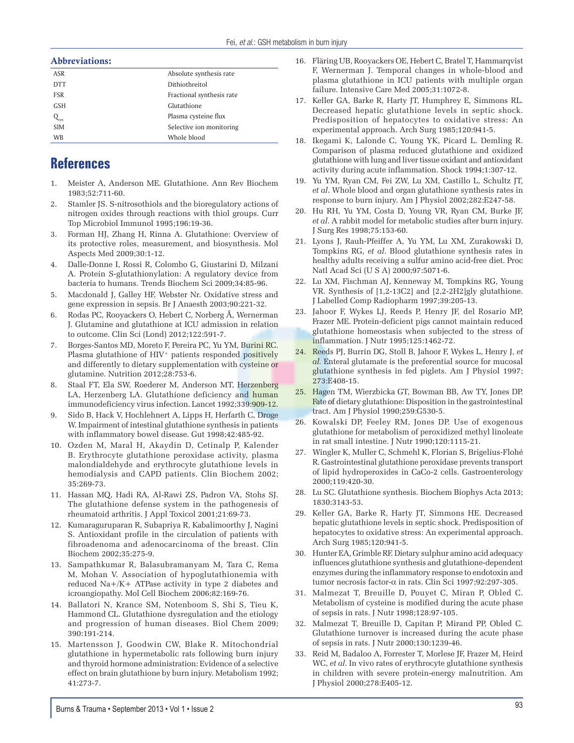### Abbreviations:

| | |
|---|---|
| ASR | Absolute synthesis rate |
| DTT | Dithiothreitol |
| FSR | Fractional synthesis rate |
| GSH | Glutathione |
| $Q_{cys}$ | Plasma cysteine flux |
| SIM | Selective ion monitoring |
| WB | Whole blood |

# References

1. Meister A, Anderson ME. Glutathione. Ann Rev Biochem 1983;52:711-60.
2. Stamler JS. S-nitrosothiols and the bioregulatory actions of nitrogen oxides through reactions with thiol groups. Curr Top Microbiol Immunol 1995;196:19-36.
3. Forman HJ, Zhang H, Rinna A. Glutathione: Overview of its protective roles, measurement, and biosynthesis. Mol Aspects Med 2009;30:1-12.
4. Dalle-Donne I, Rossi R, Colombo G, Giustarini D, Milzani A. Protein S-glutathionylation: A regulatory device from bacteria to humans. Trends Biochem Sci 2009;34:85-96.
5. Macdonald J, Galley HF, Webster Nr. Oxidative stress and gene expression in sepsis. Br J Anaesth 2003;90:221-32.
6. Rodas PC, Rooyackers O, Hebert C, Norberg Å, Wernerman J. Glutamine and glutathione at ICU admission in relation to outcome. Clin Sci (Lond) 2012;122:591-7.
7. Borges-Santos MD, Moreto F, Pereira PC, Yu YM, Burini RC. Plasma glutathione of HIV+ patients responded positively and differently to dietary supplementation with cysteine or glutamine. Nutrition 2012;28:753-6.
8. Staal FT, Ela SW, Roederer M, Anderson MT, Herzenberg LA, Herzenberg LA. Glutathione deficiency and human immunodeficiency virus infection. Lancet 1992;339:909-12.
9. Sido B, Hack V, Hochlehnert A, Lipps H, Herfarth C, Droge W. Impairment of intestinal glutathione synthesis in patients with inflammatory bowel disease. Gut 1998;42:485-92.
10. Ozden M, Maral H, Akaydin D, Cetinalp P, Kalender B. Erythrocyte glutathione peroxidase activity, plasma malondialdehyde and erythrocyte glutathione levels in hemodialysis and CAPD patients. Clin Biochem 2002; 35:269-73.
11. Hassan MQ, Hadi RA, Al-Rawi ZS, Padron VA, Stohs SJ. The glutathione defense system in the pathogenesis of rheumatoid arthritis. J Appl Toxicol 2001;21:69-73.
12. Kumaraguruparan R, Subapriya R, Kabalimoorthy J, Nagini S. Antioxidant profile in the circulation of patients with fibroadenoma and adenocarcinoma of the breast. Clin Biochem 2002;35:275-9.
13. Sampathkumar R, Balasubramanyam M, Tara C, Rema M, Mohan V. Association of hypoglutathionemia with reduced Na+/K+ ATPase activity in type 2 diabetes and icroangiopathy. Mol Cell Biochem 2006;82:169-76.
14. Ballatori N, Krance SM, Notenboom S, Shi S, Tieu K, Hammond CL. Glutathione dysregulation and the etiology and progression of human diseases. Biol Chem 2009; 390:191-214.
15. Martensson J, Goodwin CW, Blake R. Mitochondrial glutathione in hypermetabolic rats following burn injury and thyroid hormone administration: Evidence of a selective effect on brain glutathione by burn injury. Metabolism 1992; 41:273-7.
16. Fläring UB, Rooyackers OE, Hebert C, Bratel T, Hammarqvist F, Wernerman J. Temporal changes in whole-blood and plasma glutathione in ICU patients with multiple organ failure. Intensive Care Med 2005;31:1072-8.
17. Keller GA, Barke R, Harty JT, Humphrey E, Simmons RL. Decreased hepatic glutathione levels in septic shock. Predisposition of hepatocytes to oxidative stress: An experimental approach. Arch Surg 1985;120:941-5.
18. Ikegami K, Lalonde C, Young YK, Picard L. Demling R. Comparison of plasma reduced glutathione and oxidized glutathione with lung and liver tissue oxidant and antioxidant activity during acute inflammation. Shock 1994;1:307-12.
19. Yu YM, Ryan CM, Fei ZW, Lu XM, Castillo L, Schultz JT, *et al*. Whole blood and organ glutathione synthesis rates in response to burn injury. Am J Physiol 2002;282:E247-58.
20. Hu RH, Yu YM, Costa D, Young VR, Ryan CM, Burke JF, *et al*. A rabbit model for metabolic studies after burn injury. J Surg Res 1998;75:153-60.
21. Lyons J, Rauh-Pfeiffer A, Yu YM, Lu XM, Zurakowski D, Tompkins RG, *et al*. Blood glutathione synthesis rates in healthy adults receiving a sulfur amino acid-free diet. Proc Natl Acad Sci (U S A) 2000;97:5071-6.
22. Lu XM, Fischman AJ, Kenneway M, Tompkins RG, Young VR. Synthesis of [1,2-13C2] and [2,2-2H2]gly glutathione. J Labelled Comp Radiopharm 1997;39:205-13.
23. Jahoor F, Wykes LJ, Reeds P, Henry JF, del Rosario MP, Frazer ME. Protein-deficient pigs cannot maintain reduced glutathione homeostasis when subjected to the stress of inflammation. J Nutr 1995;125:1462-72.
24. Reeds PJ, Burrin DG, Stoll B, Jahoor F, Wykes L, Henry J, *et al*. Enteral glutamate is the preferential source for mucosal glutathione synthesis in fed piglets. Am J Physiol 1997; 273:E408-15.
25. Hagen TM, Wierzbicka GT, Bowman BB, Aw TY, Jones DP. Fate of dietary glutathione: Disposition in the gastrointestinal tract. Am J Physiol 1990;259:G530-5.
26. Kowalski DP, Feeley RM, Jones DP. Use of exogenous glutathione for metabolism of peroxidized methyl linoleate in rat small intestine. J Nutr 1990;120:1115-21.
27. Wingler K, Muller C, Schmehl K, Florian S, Brigelius-Flohé R. Gastrointestinal glutathione peroxidase prevents transport of lipid hydroperoxides in CaCo-2 cells. Gastroenterology 2000;119:420-30.
28. Lu SC. Glutathione synthesis. Biochem Biophys Acta 2013; 1830:3143-53.
29. Keller GA, Barke R, Harty JT, Simmons HE. Decreased hepatic glutathione levels in septic shock. Predisposition of hepatocytes to oxidative stress: An experimental approach. Arch Surg 1985;120:941-5.
30. Hunter EA, Grimble RF. Dietary sulphur amino acid adequacy influences glutathione synthesis and glutathione-dependent enzymes during the inflammatory response to endotoxin and tumor necrosis factor-α in rats. Clin Sci 1997;92:297-305.
31. Malmezat T, Breuille D, Pouyet C, Miran P, Obled C. Metabolism of cysteine is modified during the acute phase of sepsis in rats. J Nutr 1998;128:97-105.
32. Malmezat T, Breuille D, Capitan P, Mirand PP, Obled C. Glutathione turnover is increased during the acute phase of sepsis in rats. J Nutr 2000;130:1239-46.
33. Reid M, Badaloo A, Forrester T, Morlese JF, Frazer M, Heird WC, *et al*. In vivo rates of erythrocyte glutathione synthesis in children with severe protein-energy malnutrition. Am J Physiol 2000;278:E405-12.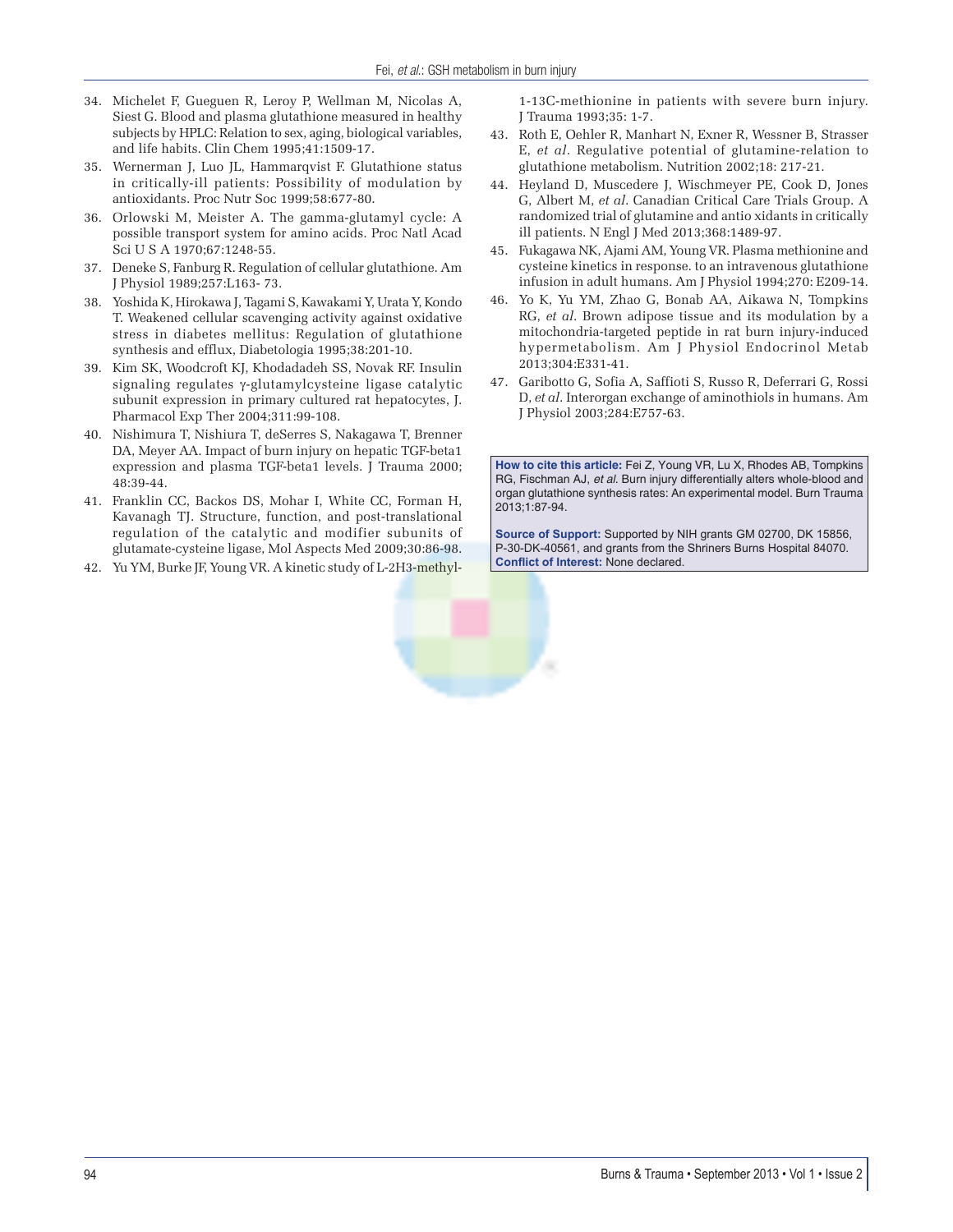34. Michelet F, Gueguen R, Leroy P, Wellman M, Nicolas A, Siest G. Blood and plasma glutathione measured in healthy subjects by HPLC: Relation to sex, aging, biological variables, and life habits. Clin Chem 1995;41:1509-17.
35. Wernerman J, Luo JL, Hammarqvist F. Glutathione status in critically-ill patients: Possibility of modulation by antioxidants. Proc Nutr Soc 1999;58:677-80.
36. Orlowski M, Meister A. The gamma-glutamyl cycle: A possible transport system for amino acids. Proc Natl Acad Sci U S A 1970;67:1248-55.
37. Deneke S, Fanburg R. Regulation of cellular glutathione. Am J Physiol 1989;257:L163- 73.
38. Yoshida K, Hirokawa J, Tagami S, Kawakami Y, Urata Y, Kondo T. Weakened cellular scavenging activity against oxidative stress in diabetes mellitus: Regulation of glutathione synthesis and efflux, Diabetologia 1995;38:201-10.
39. Kim SK, Woodcroft KJ, Khodadadeh SS, Novak RF. Insulin signaling regulates γ-glutamylcysteine ligase catalytic subunit expression in primary cultured rat hepatocytes, J. Pharmacol Exp Ther 2004;311:99-108.
40. Nishimura T, Nishiura T, deSerres S, Nakagawa T, Brenner DA, Meyer AA. Impact of burn injury on hepatic TGF-beta1 expression and plasma TGF-beta1 levels. J Trauma 2000; 48:39-44.
41. Franklin CC, Backos DS, Mohar I, White CC, Forman H, Kavanagh TJ. Structure, function, and post-translational regulation of the catalytic and modifier subunits of glutamate-cysteine ligase, Mol Aspects Med 2009;30:86-98.
42. Yu YM, Burke JF, Young VR. A kinetic study of L-2H3-methyl-1-13C-methionine in patients with severe burn injury. J Trauma 1993;35: 1-7.
43. Roth E, Oehler R, Manhart N, Exner R, Wessner B, Strasser E, *et al*. Regulative potential of glutamine-relation to glutathione metabolism. Nutrition 2002;18: 217-21.
44. Heyland D, Muscedere J, Wischmeyer PE, Cook D, Jones G, Albert M, *et al*. Canadian Critical Care Trials Group. A randomized trial of glutamine and antio xidants in critically ill patients. N Engl J Med 2013;368:1489-97.
45. Fukagawa NK, Ajami AM, Young VR. Plasma methionine and cysteine kinetics in response. to an intravenous glutathione infusion in adult humans. Am J Physiol 1994;270: E209-14.
46. Yo K, Yu YM, Zhao G, Bonab AA, Aikawa N, Tompkins RG, *et al*. Brown adipose tissue and its modulation by a mitochondria-targeted peptide in rat burn injury-induced hypermetabolism. Am J Physiol Endocrinol Metab 2013;304:E331-41.
47. Garibotto G, Sofia A, Saffioti S, Russo R, Deferrari G, Rossi D, *et al*. Interorgan exchange of aminothiols in humans. Am J Physiol 2003;284:E757-63.

**How to cite this article:** Fei Z, Young VR, Lu X, Rhodes AB, Tompkins RG, Fischman AJ, *et al.* Burn injury differentially alters whole-blood and organ glutathione synthesis rates: An experimental model. Burn Trauma 2013;1:87-94.

**Source of Support:** Supported by NIH grants GM 02700, DK 15856, P-30-DK-40561, and grants from the Shriners Burns Hospital 84070. **Conflict of Interest:** None declared.